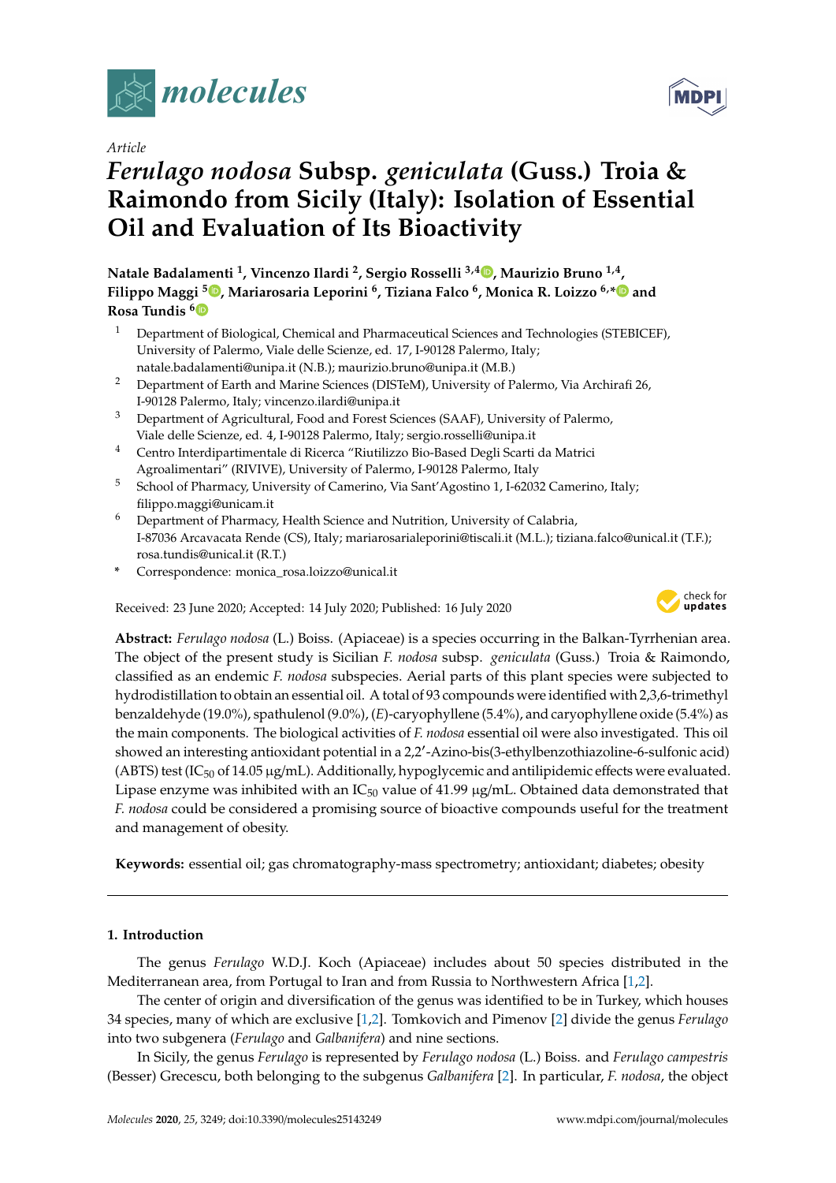*Article*

# *Ferulago nodosa* Subsp. *geniculata* (Guss.) Troia & Raimondo from Sicily (Italy): Isolation of Essential Oil and Evaluation of Its Bioactivity

**Natale Badalamenti [1], Vincenzo Ilardi [2], Sergio Rosselli [3,4], Maurizio Bruno [1,4], Filippo Maggi [5], Mariarosaria Leporini [6], Tiziana Falco [6], Monica R. Loizzo [6,*] and Rosa Tundis [6]**

1. Department of Biological, Chemical and Pharmaceutical Sciences and Technologies (STEBICEF), University of Palermo, Viale delle Scienze, ed. 17, I-90128 Palermo, Italy; natale.badalamenti@unipa.it (N.B.); maurizio.bruno@unipa.it (M.B.)
2. Department of Earth and Marine Sciences (DISTeM), University of Palermo, Via Archirafi 26, I-90128 Palermo, Italy; vincenzo.ilardi@unipa.it
3. Department of Agricultural, Food and Forest Sciences (SAAF), University of Palermo, Viale delle Scienze, ed. 4, I-90128 Palermo, Italy; sergio.rosselli@unipa.it
4. Centro Interdipartimentale di Ricerca "Riutilizzo Bio-Based Degli Scarti da Matrici Agroalimentari" (RIVIVE), University of Palermo, I-90128 Palermo, Italy
5. School of Pharmacy, University of Camerino, Via Sant'Agostino 1, I-62032 Camerino, Italy; filippo.maggi@unicam.it
6. Department of Pharmacy, Health Science and Nutrition, University of Calabria, I-87036 Arcavacata Rende (CS), Italy; mariarosarialeporini@tiscali.it (M.L.); tiziana.falco@unical.it (T.F.); rosa.tundis@unical.it (R.T.)

\* Correspondence: monica_rosa.loizzo@unical.it

Received: 23 June 2020; Accepted: 14 July 2020; Published: 16 July 2020

**Abstract:** *Ferulago nodosa* (L.) Boiss. (Apiaceae) is a species occurring in the Balkan-Tyrrhenian area. The object of the present study is Sicilian *F. nodosa* subsp. *geniculata* (Guss.) Troia & Raimondo, classified as an endemic *F. nodosa* subspecies. Aerial parts of this plant species were subjected to hydrodistillation to obtain an essential oil. A total of 93 compounds were identified with 2,3,6-trimethyl benzaldehyde (19.0%), spathulenol (9.0%), (*E*)-caryophyllene (5.4%), and caryophyllene oxide (5.4%) as the main components. The biological activities of *F. nodosa* essential oil were also investigated. This oil showed an interesting antioxidant potential in a 2,2′-Azino-bis(3-ethylbenzothiazoline-6-sulfonic acid) (ABTS) test ($IC_{50}$ of 14.05 μg/mL). Additionally, hypoglycemic and antilipidemic effects were evaluated. Lipase enzyme was inhibited with an $IC_{50}$ value of 41.99 μg/mL. Obtained data demonstrated that *F. nodosa* could be considered a promising source of bioactive compounds useful for the treatment and management of obesity.

**Keywords:** essential oil; gas chromatography-mass spectrometry; antioxidant; diabetes; obesity

## 1. Introduction

The genus *Ferulago* W.D.J. Koch (Apiaceae) includes about 50 species distributed in the Mediterranean area, from Portugal to Iran and from Russia to Northwestern Africa [1,2].

The center of origin and diversification of the genus was identified to be in Turkey, which houses 34 species, many of which are exclusive [1,2]. Tomkovich and Pimenov [2] divide the genus *Ferulago* into two subgenera (*Ferulago* and *Galbanifera*) and nine sections.

In Sicily, the genus *Ferulago* is represented by *Ferulago nodosa* (L.) Boiss. and *Ferulago campestris* (Besser) Grecescu, both belonging to the subgenus *Galbanifera* [2]. In particular, *F. nodosa*, the object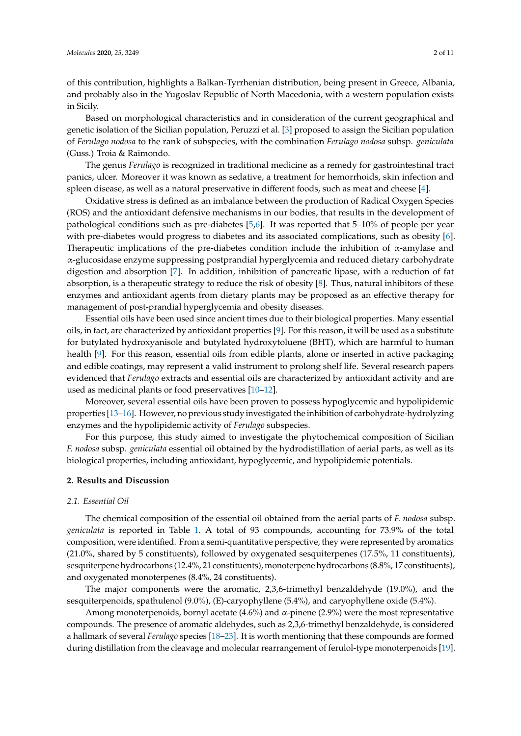of this contribution, highlights a Balkan-Tyrrhenian distribution, being present in Greece, Albania, and probably also in the Yugoslav Republic of North Macedonia, with a western population exists in Sicily.

Based on morphological characteristics and in consideration of the current geographical and genetic isolation of the Sicilian population, Peruzzi et al. [3] proposed to assign the Sicilian population of *Ferulago nodosa* to the rank of subspecies, with the combination *Ferulago nodosa* subsp. *geniculata* (Guss.) Troia & Raimondo.

The genus *Ferulago* is recognized in traditional medicine as a remedy for gastrointestinal tract panics, ulcer. Moreover it was known as sedative, a treatment for hemorrhoids, skin infection and spleen disease, as well as a natural preservative in different foods, such as meat and cheese [4].

Oxidative stress is defined as an imbalance between the production of Radical Oxygen Species (ROS) and the antioxidant defensive mechanisms in our bodies, that results in the development of pathological conditions such as pre-diabetes [5,6]. It was reported that 5–10% of people per year with pre-diabetes would progress to diabetes and its associated complications, such as obesity [6]. Therapeutic implications of the pre-diabetes condition include the inhibition of α-amylase and α-glucosidase enzyme suppressing postprandial hyperglycemia and reduced dietary carbohydrate digestion and absorption [7]. In addition, inhibition of pancreatic lipase, with a reduction of fat absorption, is a therapeutic strategy to reduce the risk of obesity [8]. Thus, natural inhibitors of these enzymes and antioxidant agents from dietary plants may be proposed as an effective therapy for management of post-prandial hyperglycemia and obesity diseases.

Essential oils have been used since ancient times due to their biological properties. Many essential oils, in fact, are characterized by antioxidant properties [9]. For this reason, it will be used as a substitute for butylated hydroxyanisole and butylated hydroxytoluene (BHT), which are harmful to human health [9]. For this reason, essential oils from edible plants, alone or inserted in active packaging and edible coatings, may represent a valid instrument to prolong shelf life. Several research papers evidenced that *Ferulago* extracts and essential oils are characterized by antioxidant activity and are used as medicinal plants or food preservatives [10–12].

Moreover, several essential oils have been proven to possess hypoglycemic and hypolipidemic properties [13–16]. However, no previous study investigated the inhibition of carbohydrate-hydrolyzing enzymes and the hypolipidemic activity of *Ferulago* subspecies.

For this purpose, this study aimed to investigate the phytochemical composition of Sicilian *F. nodosa* subsp. *geniculata* essential oil obtained by the hydrodistillation of aerial parts, as well as its biological properties, including antioxidant, hypoglycemic, and hypolipidemic potentials.

## 2. Results and Discussion

### 2.1. Essential Oil

The chemical composition of the essential oil obtained from the aerial parts of *F. nodosa* subsp. *geniculata* is reported in Table 1. A total of 93 compounds, accounting for 73.9% of the total composition, were identified. From a semi-quantitative perspective, they were represented by aromatics (21.0%, shared by 5 constituents), followed by oxygenated sesquiterpenes (17.5%, 11 constituents), sesquiterpene hydrocarbons (12.4%, 21 constituents), monoterpene hydrocarbons (8.8%, 17 constituents), and oxygenated monoterpenes (8.4%, 24 constituents).

The major components were the aromatic, 2,3,6-trimethyl benzaldehyde (19.0%), and the sesquiterpenoids, spathulenol (9.0%), (E)-caryophyllene (5.4%), and caryophyllene oxide (5.4%).

Among monoterpenoids, bornyl acetate (4.6%) and α-pinene (2.9%) were the most representative compounds. The presence of aromatic aldehydes, such as 2,3,6-trimethyl benzaldehyde, is considered a hallmark of several *Ferulago* species [18–23]. It is worth mentioning that these compounds are formed during distillation from the cleavage and molecular rearrangement of ferulol-type monoterpenoids [19].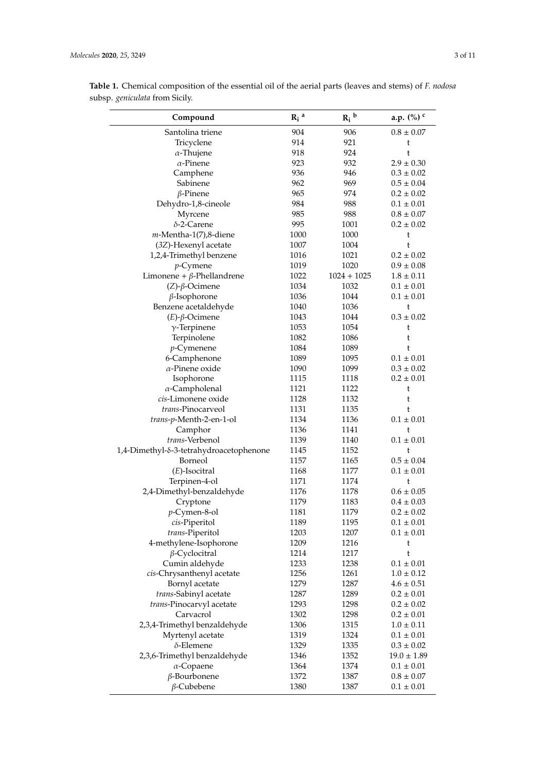**Table 1.** Chemical composition of the essential oil of the aerial parts (leaves and stems) of *F. nodosa* subsp. *geniculata* from Sicily.

| Compound | $R_i$ [a] | $R_i$ [b] | a.p. (%) [c] |
|---|---|---|---|
| Santolina triene | 904 | 906 | 0.8 ± 0.07 |
| Tricyclene | 914 | 921 | t |
| *α*-Thujene | 918 | 924 | t |
| *α*-Pinene | 923 | 932 | 2.9 ± 0.30 |
| Camphene | 936 | 946 | 0.3 ± 0.02 |
| Sabinene | 962 | 969 | 0.5 ± 0.04 |
| *β*-Pinene | 965 | 974 | 0.2 ± 0.02 |
| Dehydro-1,8-cineole | 984 | 988 | 0.1 ± 0.01 |
| Myrcene | 985 | 988 | 0.8 ± 0.07 |
| *δ*-2-Carene | 995 | 1001 | 0.2 ± 0.02 |
| *m*-Mentha-1(7),8-diene | 1000 | 1000 | t |
| (3*Z*)-Hexenyl acetate | 1007 | 1004 | t |
| 1,2,4-Trimethyl benzene | 1016 | 1021 | 0.2 ± 0.02 |
| *p*-Cymene | 1019 | 1020 | 0.9 ± 0.08 |
| Limonene + *β*-Phellandrene | 1022 | 1024 + 1025 | 1.8 ± 0.11 |
| (*Z*)-*β*-Ocimene | 1034 | 1032 | 0.1 ± 0.01 |
| *β*-Isophorone | 1036 | 1044 | 0.1 ± 0.01 |
| Benzene acetaldehyde | 1040 | 1036 | t |
| (*E*)-*β*-Ocimene | 1043 | 1044 | 0.3 ± 0.02 |
| *γ*-Terpinene | 1053 | 1054 | t |
| Terpinolene | 1082 | 1086 | t |
| *p*-Cymenene | 1084 | 1089 | t |
| 6-Camphenone | 1089 | 1095 | 0.1 ± 0.01 |
| *α*-Pinene oxide | 1090 | 1099 | 0.3 ± 0.02 |
| Isophorone | 1115 | 1118 | 0.2 ± 0.01 |
| *α*-Campholenal | 1121 | 1122 | t |
| *cis*-Limonene oxide | 1128 | 1132 | t |
| *trans*-Pinocarveol | 1131 | 1135 | t |
| *trans*-*p*-Menth-2-en-1-ol | 1134 | 1136 | 0.1 ± 0.01 |
| Camphor | 1136 | 1141 | t |
| *trans*-Verbenol | 1139 | 1140 | 0.1 ± 0.01 |
| 1,4-Dimethyl-δ-3-tetrahydroacetophenone | 1145 | 1152 | t |
| Borneol | 1157 | 1165 | 0.5 ± 0.04 |
| (*E*)-Isocitral | 1168 | 1177 | 0.1 ± 0.01 |
| Terpinen-4-ol | 1171 | 1174 | t |
| 2,4-Dimethyl-benzaldehyde | 1176 | 1178 | 0.6 ± 0.05 |
| Cryptone | 1179 | 1183 | 0.4 ± 0.03 |
| *p*-Cymen-8-ol | 1181 | 1179 | 0.2 ± 0.02 |
| *cis*-Piperitol | 1189 | 1195 | 0.1 ± 0.01 |
| *trans*-Piperitol | 1203 | 1207 | 0.1 ± 0.01 |
| 4-methylene-Isophorone | 1209 | 1216 | t |
| *β*-Cyclocitral | 1214 | 1217 | t |
| Cumin aldehyde | 1233 | 1238 | 0.1 ± 0.01 |
| *cis*-Chrysanthenyl acetate | 1256 | 1261 | 1.0 ± 0.12 |
| Bornyl acetate | 1279 | 1287 | 4.6 ± 0.51 |
| *trans*-Sabinyl acetate | 1287 | 1289 | 0.2 ± 0.01 |
| *trans*-Pinocarvyl acetate | 1293 | 1298 | 0.2 ± 0.02 |
| Carvacrol | 1302 | 1298 | 0.2 ± 0.01 |
| 2,3,4-Trimethyl benzaldehyde | 1306 | 1315 | 1.0 ± 0.11 |
| Myrtenyl acetate | 1319 | 1324 | 0.1 ± 0.01 |
| *δ*-Elemene | 1329 | 1335 | 0.3 ± 0.02 |
| 2,3,6-Trimethyl benzaldehyde | 1346 | 1352 | 19.0 ± 1.89 |
| *α*-Copaene | 1364 | 1374 | 0.1 ± 0.01 |
| *β*-Bourbonene | 1372 | 1387 | 0.8 ± 0.07 |
| *β*-Cubebene | 1380 | 1387 | 0.1 ± 0.01 |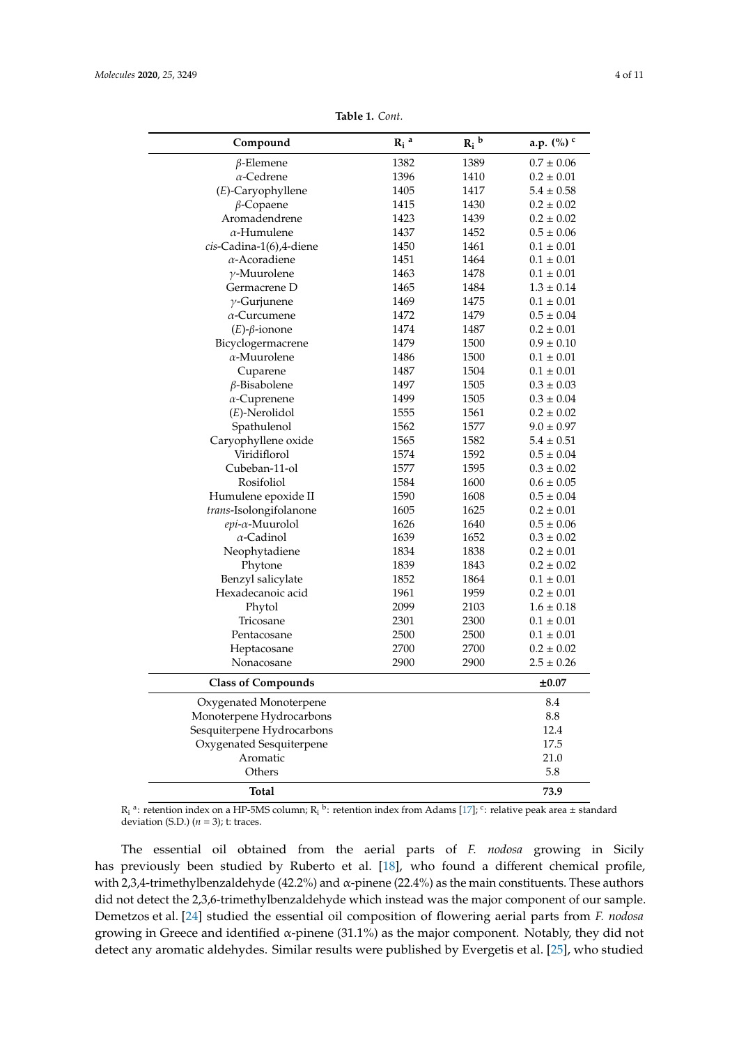**Table 1.** *Cont.*

| Compound | $R_i$ [a] | $R_i$ [b] | a.p. (%) [c] |
|---|---|---|---|
| $\beta$-Elemene | 1382 | 1389 | 0.7 ± 0.06 |
| $\alpha$-Cedrene | 1396 | 1410 | 0.2 ± 0.01 |
| (*E*)-Caryophyllene | 1405 | 1417 | 5.4 ± 0.58 |
| $\beta$-Copaene | 1415 | 1430 | 0.2 ± 0.02 |
| Aromadendrene | 1423 | 1439 | 0.2 ± 0.02 |
| $\alpha$-Humulene | 1437 | 1452 | 0.5 ± 0.06 |
| *cis*-Cadina-1(6),4-diene | 1450 | 1461 | 0.1 ± 0.01 |
| $\alpha$-Acoradiene | 1451 | 1464 | 0.1 ± 0.01 |
| $\gamma$-Muurolene | 1463 | 1478 | 0.1 ± 0.01 |
| Germacrene D | 1465 | 1484 | 1.3 ± 0.14 |
| $\gamma$-Gurjunene | 1469 | 1475 | 0.1 ± 0.01 |
| $\alpha$-Curcumene | 1472 | 1479 | 0.5 ± 0.04 |
| (*E*)-$\beta$-ionone | 1474 | 1487 | 0.2 ± 0.01 |
| Bicyclogermacrene | 1479 | 1500 | 0.9 ± 0.10 |
| $\alpha$-Muurolene | 1486 | 1500 | 0.1 ± 0.01 |
| Cuparene | 1487 | 1504 | 0.1 ± 0.01 |
| $\beta$-Bisabolene | 1497 | 1505 | 0.3 ± 0.03 |
| $\alpha$-Cuprenene | 1499 | 1505 | 0.3 ± 0.04 |
| (*E*)-Nerolidol | 1555 | 1561 | 0.2 ± 0.02 |
| Spathulenol | 1562 | 1577 | 9.0 ± 0.97 |
| Caryophyllene oxide | 1565 | 1582 | 5.4 ± 0.51 |
| Viridiflorol | 1574 | 1592 | 0.5 ± 0.04 |
| Cubeban-11-ol | 1577 | 1595 | 0.3 ± 0.02 |
| Rosifoliol | 1584 | 1600 | 0.6 ± 0.05 |
| Humulene epoxide II | 1590 | 1608 | 0.5 ± 0.04 |
| *trans*-Isolongifolanone | 1605 | 1625 | 0.2 ± 0.01 |
| *epi*-$\alpha$-Muurolol | 1626 | 1640 | 0.5 ± 0.06 |
| $\alpha$-Cadinol | 1639 | 1652 | 0.3 ± 0.02 |
| Neophytadiene | 1834 | 1838 | 0.2 ± 0.01 |
| Phytone | 1839 | 1843 | 0.2 ± 0.02 |
| Benzyl salicylate | 1852 | 1864 | 0.1 ± 0.01 |
| Hexadecanoic acid | 1961 | 1959 | 0.2 ± 0.01 |
| Phytol | 2099 | 2103 | 1.6 ± 0.18 |
| Tricosane | 2301 | 2300 | 0.1 ± 0.01 |
| Pentacosane | 2500 | 2500 | 0.1 ± 0.01 |
| Heptacosane | 2700 | 2700 | 0.2 ± 0.02 |
| Nonacosane | 2900 | 2900 | 2.5 ± 0.26 |
| **Class of Compounds** | | | **±0.07** |
| Oxygenated Monoterpene | | | 8.4 |
| Monoterpene Hydrocarbons | | | 8.8 |
| Sesquiterpene Hydrocarbons | | | 12.4 |
| Oxygenated Sesquiterpene | | | 17.5 |
| Aromatic | | | 21.0 |
| Others | | | 5.8 |
| **Total** | | | **73.9** |

$R_i$ [a]: retention index on a HP-5MS column; $R_i$ [b]: retention index from Adams [17]; [c]: relative peak area ± standard deviation (S.D.) ($n$ = 3); t: traces.

The essential oil obtained from the aerial parts of *F. nodosa* growing in Sicily has previously been studied by Ruberto et al. [18], who found a different chemical profile, with 2,3,4-trimethylbenzaldehyde (42.2%) and α-pinene (22.4%) as the main constituents. These authors did not detect the 2,3,6-trimethylbenzaldehyde which instead was the major component of our sample. Demetzos et al. [24] studied the essential oil composition of flowering aerial parts from *F. nodosa* growing in Greece and identified α-pinene (31.1%) as the major component. Notably, they did not detect any aromatic aldehydes. Similar results were published by Evergetis et al. [25], who studied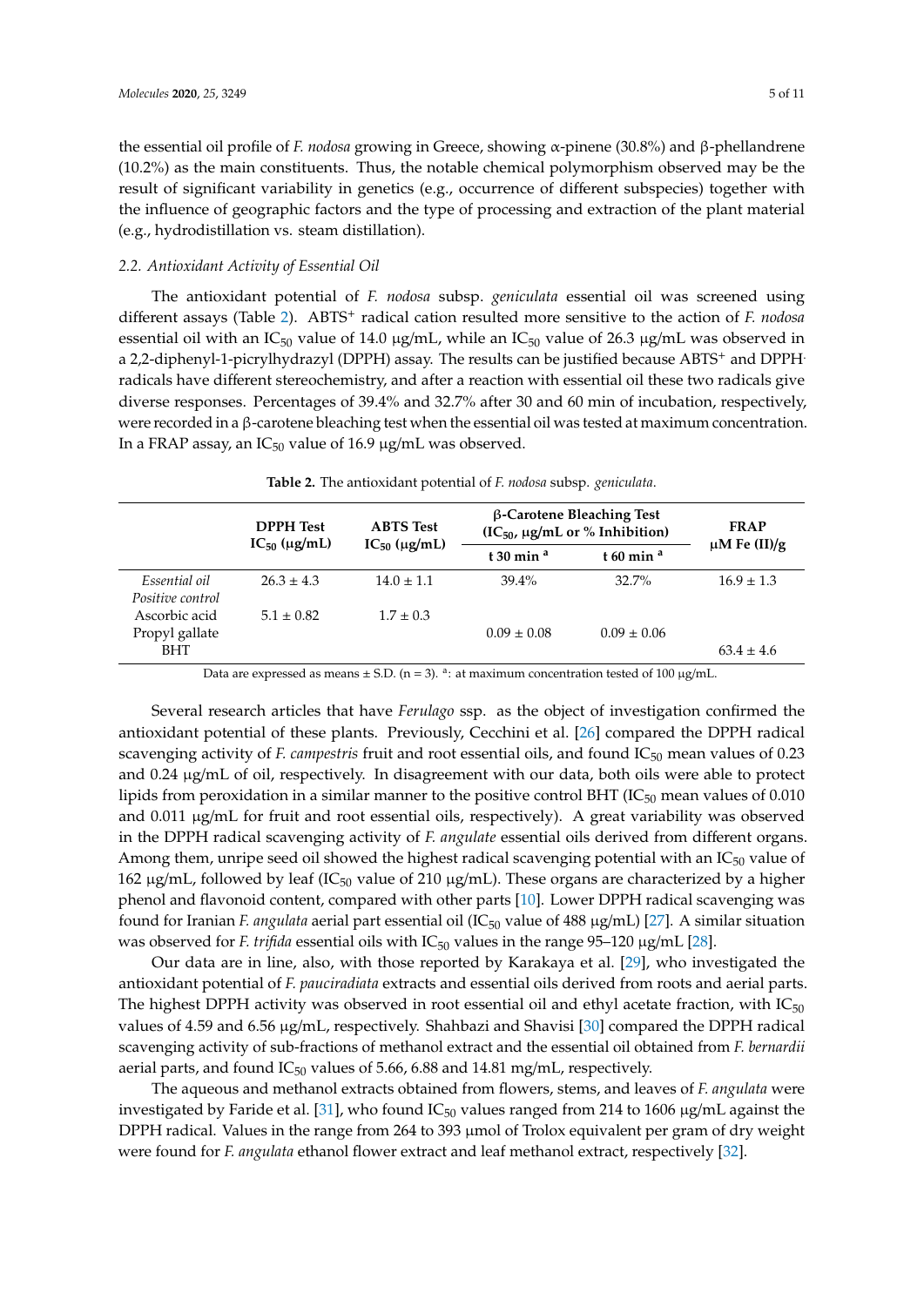the essential oil profile of *F. nodosa* growing in Greece, showing α-pinene (30.8%) and β-phellandrene (10.2%) as the main constituents. Thus, the notable chemical polymorphism observed may be the result of significant variability in genetics (e.g., occurrence of different subspecies) together with the influence of geographic factors and the type of processing and extraction of the plant material (e.g., hydrodistillation vs. steam distillation).

### 2.2. Antioxidant Activity of Essential Oil

The antioxidant potential of *F. nodosa* subsp. *geniculata* essential oil was screened using different assays (Table 2). $ABTS^+$ radical cation resulted more sensitive to the action of *F. nodosa* essential oil with an $IC_{50}$ value of 14.0 μg/mL, while an $IC_{50}$ value of 26.3 μg/mL was observed in a 2,2-diphenyl-1-picrylhydrazyl (DPPH) assay. The results can be justified because $ABTS^+$ and DPPH· radicals have different stereochemistry, and after a reaction with essential oil these two radicals give diverse responses. Percentages of 39.4% and 32.7% after 30 and 60 min of incubation, respectively, were recorded in a β-carotene bleaching test when the essential oil was tested at maximum concentration. In a FRAP assay, an $IC_{50}$ value of 16.9 μg/mL was observed.

**Table 2.** The antioxidant potential of *F. nodosa* subsp. *geniculata*.

| | DPPH Test $IC_{50}$ (μg/mL) | ABTS Test $IC_{50}$ (μg/mL) | β-Carotene Bleaching Test ($IC_{50}$, μg/mL or % Inhibition) | | FRAP μM Fe (II)/g |
|---|---|---|---|---|---|
| | | | t 30 min [a] | t 60 min [a] | |
| *Essential oil* | 26.3 ± 4.3 | 14.0 ± 1.1 | 39.4% | 32.7% | 16.9 ± 1.3 |
| *Positive control* | | | | | |
| Ascorbic acid | 5.1 ± 0.82 | 1.7 ± 0.3 | | | |
| Propyl gallate | | | 0.09 ± 0.08 | 0.09 ± 0.06 | |
| BHT | | | | | 63.4 ± 4.6 |

Data are expressed as means ± S.D. (n = 3). [a]: at maximum concentration tested of 100 μg/mL.

Several research articles that have *Ferulago* ssp. as the object of investigation confirmed the antioxidant potential of these plants. Previously, Cecchini et al. [26] compared the DPPH radical scavenging activity of *F. campestris* fruit and root essential oils, and found $IC_{50}$ mean values of 0.23 and 0.24 μg/mL of oil, respectively. In disagreement with our data, both oils were able to protect lipids from peroxidation in a similar manner to the positive control BHT ($IC_{50}$ mean values of 0.010 and 0.011 μg/mL for fruit and root essential oils, respectively). A great variability was observed in the DPPH radical scavenging activity of *F. angulate* essential oils derived from different organs. Among them, unripe seed oil showed the highest radical scavenging potential with an $IC_{50}$ value of 162 μg/mL, followed by leaf ($IC_{50}$ value of 210 μg/mL). These organs are characterized by a higher phenol and flavonoid content, compared with other parts [10]. Lower DPPH radical scavenging was found for Iranian *F. angulata* aerial part essential oil ($IC_{50}$ value of 488 μg/mL) [27]. A similar situation was observed for *F. trifida* essential oils with $IC_{50}$ values in the range 95–120 μg/mL [28].

Our data are in line, also, with those reported by Karakaya et al. [29], who investigated the antioxidant potential of *F. pauciradiata* extracts and essential oils derived from roots and aerial parts. The highest DPPH activity was observed in root essential oil and ethyl acetate fraction, with $IC_{50}$ values of 4.59 and 6.56 μg/mL, respectively. Shahbazi and Shavisi [30] compared the DPPH radical scavenging activity of sub-fractions of methanol extract and the essential oil obtained from *F. bernardii* aerial parts, and found $IC_{50}$ values of 5.66, 6.88 and 14.81 mg/mL, respectively.

The aqueous and methanol extracts obtained from flowers, stems, and leaves of *F. angulata* were investigated by Faride et al. [31], who found $IC_{50}$ values ranged from 214 to 1606 μg/mL against the DPPH radical. Values in the range from 264 to 393 μmol of Trolox equivalent per gram of dry weight were found for *F. angulata* ethanol flower extract and leaf methanol extract, respectively [32].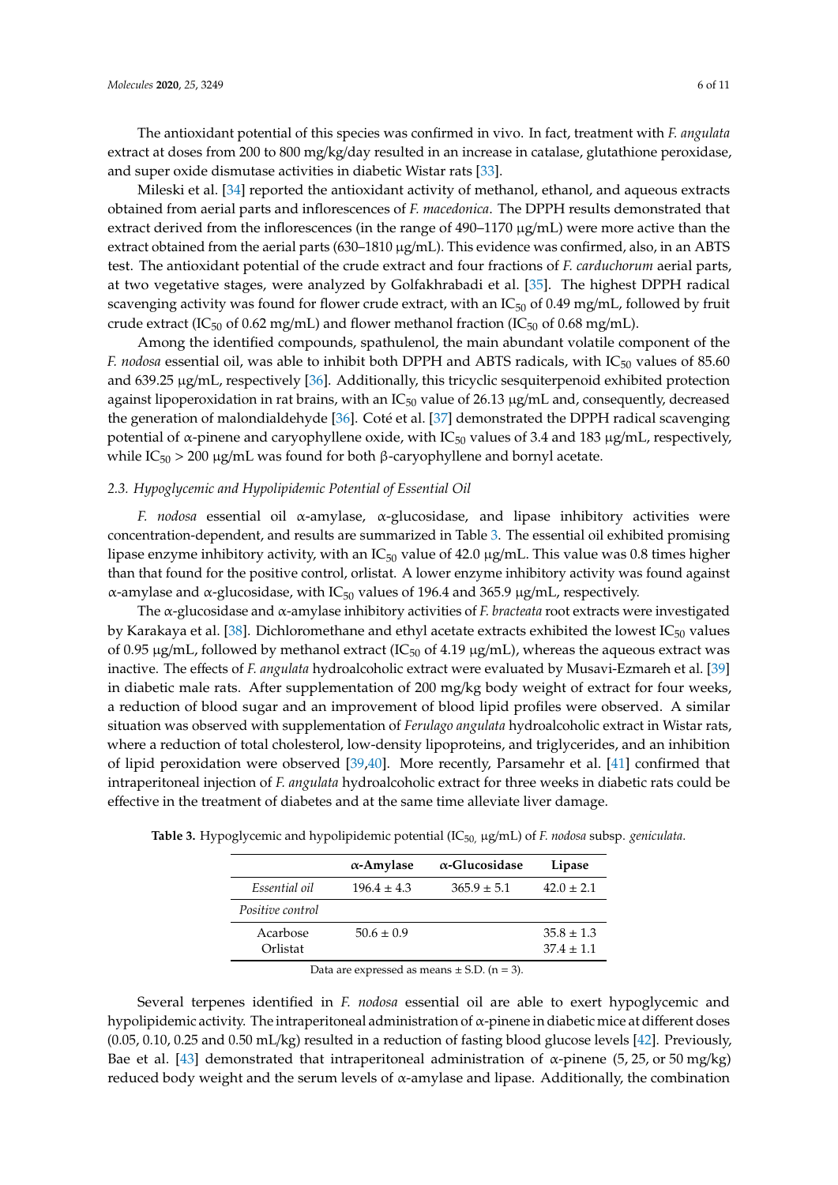The antioxidant potential of this species was confirmed in vivo. In fact, treatment with *F. angulata* extract at doses from 200 to 800 mg/kg/day resulted in an increase in catalase, glutathione peroxidase, and super oxide dismutase activities in diabetic Wistar rats [33].

Mileski et al. [34] reported the antioxidant activity of methanol, ethanol, and aqueous extracts obtained from aerial parts and inflorescences of *F. macedonica*. The DPPH results demonstrated that extract derived from the inflorescences (in the range of 490–1170 μg/mL) were more active than the extract obtained from the aerial parts (630–1810 μg/mL). This evidence was confirmed, also, in an ABTS test. The antioxidant potential of the crude extract and four fractions of *F. carduchorum* aerial parts, at two vegetative stages, were analyzed by Golfakhrabadi et al. [35]. The highest DPPH radical scavenging activity was found for flower crude extract, with an $IC_{50}$ of 0.49 mg/mL, followed by fruit crude extract ($IC_{50}$ of 0.62 mg/mL) and flower methanol fraction ($IC_{50}$ of 0.68 mg/mL).

Among the identified compounds, spathulenol, the main abundant volatile component of the *F. nodosa* essential oil, was able to inhibit both DPPH and ABTS radicals, with $IC_{50}$ values of 85.60 and 639.25 μg/mL, respectively [36]. Additionally, this tricyclic sesquiterpenoid exhibited protection against lipoperoxidation in rat brains, with an $IC_{50}$ value of 26.13 μg/mL and, consequently, decreased the generation of malondialdehyde [36]. Coté et al. [37] demonstrated the DPPH radical scavenging potential of α-pinene and caryophyllene oxide, with $IC_{50}$ values of 3.4 and 183 μg/mL, respectively, while $IC_{50}$ > 200 μg/mL was found for both β-caryophyllene and bornyl acetate.

### *2.3. Hypoglycemic and Hypolipidemic Potential of Essential Oil*

*F. nodosa* essential oil α-amylase, α-glucosidase, and lipase inhibitory activities were concentration-dependent, and results are summarized in Table 3. The essential oil exhibited promising lipase enzyme inhibitory activity, with an $IC_{50}$ value of 42.0 μg/mL. This value was 0.8 times higher than that found for the positive control, orlistat. A lower enzyme inhibitory activity was found against α-amylase and α-glucosidase, with $IC_{50}$ values of 196.4 and 365.9 μg/mL, respectively.

The α-glucosidase and α-amylase inhibitory activities of *F. bracteata* root extracts were investigated by Karakaya et al. [38]. Dichloromethane and ethyl acetate extracts exhibited the lowest $IC_{50}$ values of 0.95 μg/mL, followed by methanol extract ($IC_{50}$ of 4.19 μg/mL), whereas the aqueous extract was inactive. The effects of *F. angulata* hydroalcoholic extract were evaluated by Musavi-Ezmareh et al. [39] in diabetic male rats. After supplementation of 200 mg/kg body weight of extract for four weeks, a reduction of blood sugar and an improvement of blood lipid profiles were observed. A similar situation was observed with supplementation of *Ferulago angulata* hydroalcoholic extract in Wistar rats, where a reduction of total cholesterol, low-density lipoproteins, and triglycerides, and an inhibition of lipid peroxidation were observed [39,40]. More recently, Parsamehr et al. [41] confirmed that intraperitoneal injection of *F. angulata* hydroalcoholic extract for three weeks in diabetic rats could be effective in the treatment of diabetes and at the same time alleviate liver damage.

**Table 3.** Hypoglycemic and hypolipidemic potential ($IC_{50}$, μg/mL) of *F. nodosa* subsp. *geniculata.*

| | α-Amylase | α-Glucosidase | Lipase |
|---|---|---|---|
| *Essential oil* | 196.4 ± 4.3 | 365.9 ± 5.1 | 42.0 ± 2.1 |
| *Positive control* | | | |
| Acarbose | 50.6 ± 0.9 | | 35.8 ± 1.3 |
| Orlistat | | | 37.4 ± 1.1 |

Data are expressed as means ± S.D. (n = 3).

Several terpenes identified in *F. nodosa* essential oil are able to exert hypoglycemic and hypolipidemic activity. The intraperitoneal administration of α-pinene in diabetic mice at different doses (0.05, 0.10, 0.25 and 0.50 mL/kg) resulted in a reduction of fasting blood glucose levels [42]. Previously, Bae et al. [43] demonstrated that intraperitoneal administration of α-pinene (5, 25, or 50 mg/kg) reduced body weight and the serum levels of α-amylase and lipase. Additionally, the combination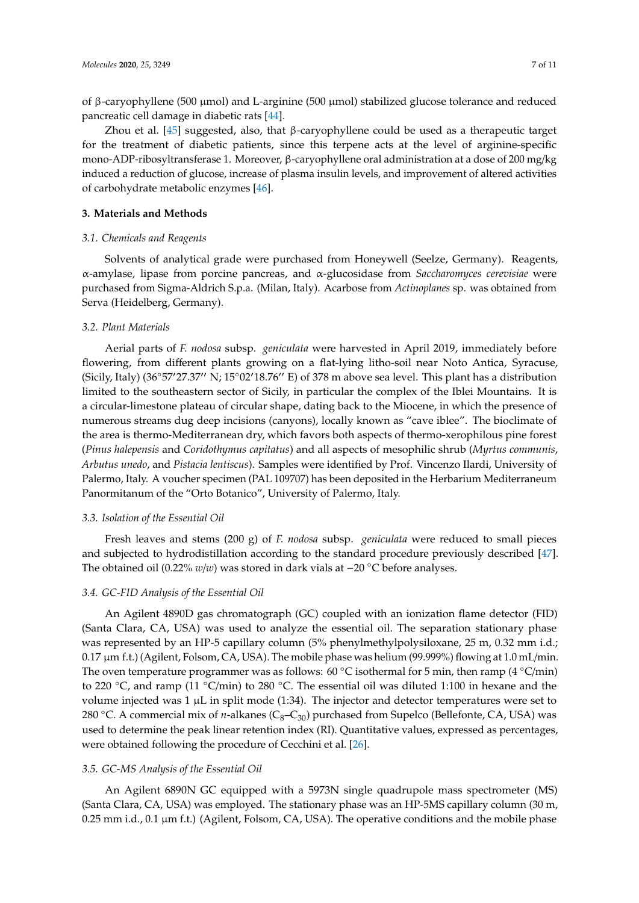of β-caryophyllene (500 μmol) and L-arginine (500 μmol) stabilized glucose tolerance and reduced pancreatic cell damage in diabetic rats [44].

Zhou et al. [45] suggested, also, that β-caryophyllene could be used as a therapeutic target for the treatment of diabetic patients, since this terpene acts at the level of arginine-specific mono-ADP-ribosyltransferase 1. Moreover, β-caryophyllene oral administration at a dose of 200 mg/kg induced a reduction of glucose, increase of plasma insulin levels, and improvement of altered activities of carbohydrate metabolic enzymes [46].

## 3. Materials and Methods

### 3.1. Chemicals and Reagents

Solvents of analytical grade were purchased from Honeywell (Seelze, Germany). Reagents, α-amylase, lipase from porcine pancreas, and α-glucosidase from *Saccharomyces cerevisiae* were purchased from Sigma-Aldrich S.p.a. (Milan, Italy). Acarbose from *Actinoplanes* sp. was obtained from Serva (Heidelberg, Germany).

### 3.2. Plant Materials

Aerial parts of *F. nodosa* subsp. *geniculata* were harvested in April 2019, immediately before flowering, from different plants growing on a flat-lying litho-soil near Noto Antica, Syracuse, (Sicily, Italy) (36°57′27.37′′ N; 15°02′18.76′′ E) of 378 m above sea level. This plant has a distribution limited to the southeastern sector of Sicily, in particular the complex of the Iblei Mountains. It is a circular-limestone plateau of circular shape, dating back to the Miocene, in which the presence of numerous streams dug deep incisions (canyons), locally known as "cave iblee". The bioclimate of the area is thermo-Mediterranean dry, which favors both aspects of thermo-xerophilous pine forest (*Pinus halepensis* and *Coridothymus capitatus*) and all aspects of mesophilic shrub (*Myrtus communis*, *Arbutus unedo*, and *Pistacia lentiscus*). Samples were identified by Prof. Vincenzo Ilardi, University of Palermo, Italy. A voucher specimen (PAL 109707) has been deposited in the Herbarium Mediterraneum Panormitanum of the "Orto Botanico", University of Palermo, Italy.

### 3.3. Isolation of the Essential Oil

Fresh leaves and stems (200 g) of *F. nodosa* subsp. *geniculata* were reduced to small pieces and subjected to hydrodistillation according to the standard procedure previously described [47]. The obtained oil (0.22% *w*/*w*) was stored in dark vials at −20 °C before analyses.

### 3.4. GC-FID Analysis of the Essential Oil

An Agilent 4890D gas chromatograph (GC) coupled with an ionization flame detector (FID) (Santa Clara, CA, USA) was used to analyze the essential oil. The separation stationary phase was represented by an HP-5 capillary column (5% phenylmethylpolysiloxane, 25 m, 0.32 mm i.d.; 0.17 μm f.t.) (Agilent, Folsom, CA, USA). The mobile phase was helium (99.999%) flowing at 1.0 mL/min. The oven temperature programmer was as follows: 60 °C isothermal for 5 min, then ramp (4 °C/min) to 220 °C, and ramp (11 °C/min) to 280 °C. The essential oil was diluted 1:100 in hexane and the volume injected was 1 μL in split mode (1:34). The injector and detector temperatures were set to 280 °C. A commercial mix of *n*-alkanes ($C_8$–$C_{30}$) purchased from Supelco (Bellefonte, CA, USA) was used to determine the peak linear retention index (RI). Quantitative values, expressed as percentages, were obtained following the procedure of Cecchini et al. [26].

### 3.5. GC-MS Analysis of the Essential Oil

An Agilent 6890N GC equipped with a 5973N single quadrupole mass spectrometer (MS) (Santa Clara, CA, USA) was employed. The stationary phase was an HP-5MS capillary column (30 m, 0.25 mm i.d., 0.1 μm f.t.) (Agilent, Folsom, CA, USA). The operative conditions and the mobile phase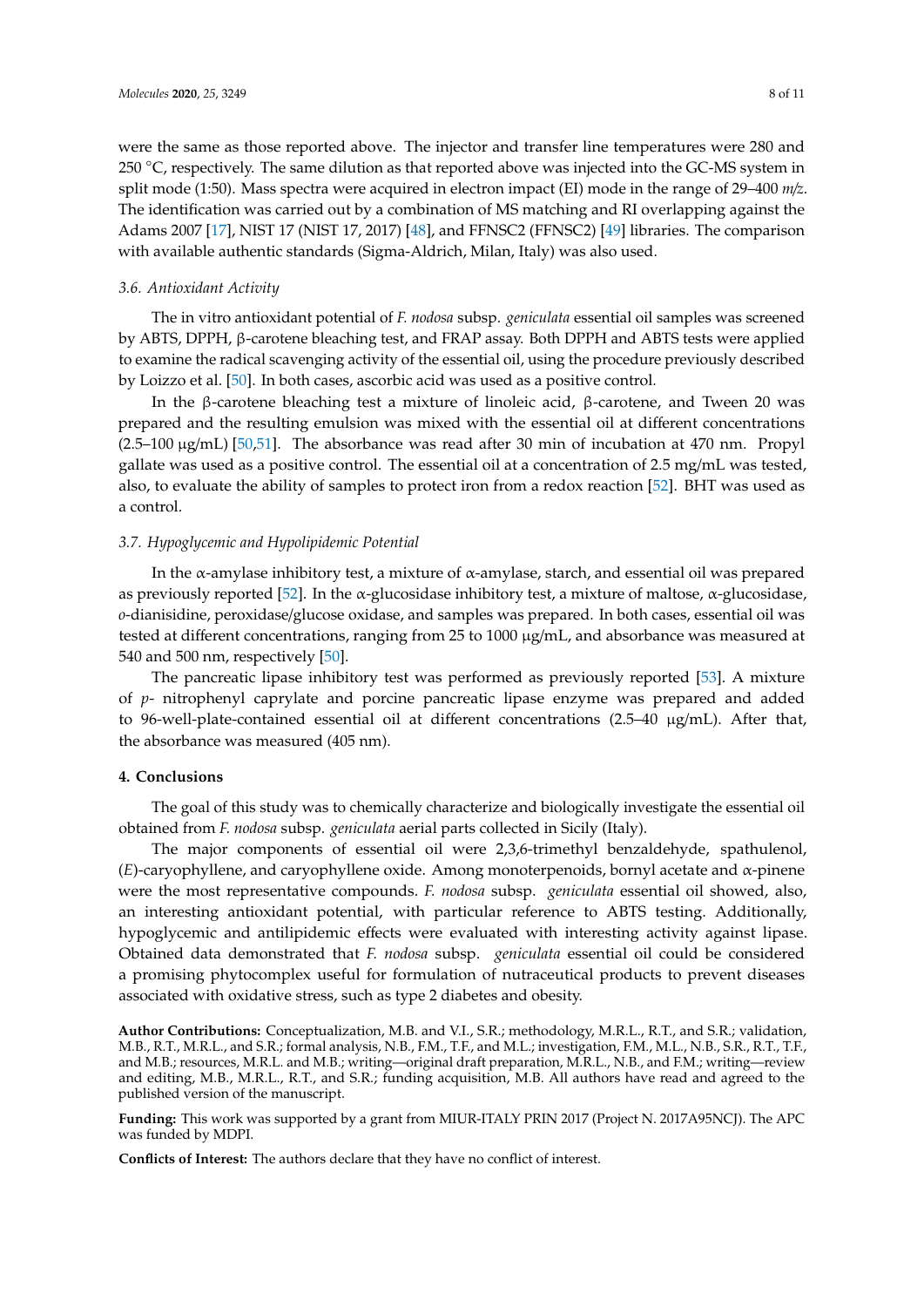were the same as those reported above. The injector and transfer line temperatures were 280 and 250 °C, respectively. The same dilution as that reported above was injected into the GC-MS system in split mode (1:50). Mass spectra were acquired in electron impact (EI) mode in the range of 29–400 *m/z*. The identification was carried out by a combination of MS matching and RI overlapping against the Adams 2007 [17], NIST 17 (NIST 17, 2017) [48], and FFNSC2 (FFNSC2) [49] libraries. The comparison with available authentic standards (Sigma-Aldrich, Milan, Italy) was also used.

### *3.6. Antioxidant Activity*

The in vitro antioxidant potential of *F. nodosa* subsp. *geniculata* essential oil samples was screened by ABTS, DPPH, β-carotene bleaching test, and FRAP assay. Both DPPH and ABTS tests were applied to examine the radical scavenging activity of the essential oil, using the procedure previously described by Loizzo et al. [50]. In both cases, ascorbic acid was used as a positive control.

In the β-carotene bleaching test a mixture of linoleic acid, β-carotene, and Tween 20 was prepared and the resulting emulsion was mixed with the essential oil at different concentrations (2.5–100 μg/mL) [50,51]. The absorbance was read after 30 min of incubation at 470 nm. Propyl gallate was used as a positive control. The essential oil at a concentration of 2.5 mg/mL was tested, also, to evaluate the ability of samples to protect iron from a redox reaction [52]. BHT was used as a control.

### *3.7. Hypoglycemic and Hypolipidemic Potential*

In the α-amylase inhibitory test, a mixture of α-amylase, starch, and essential oil was prepared as previously reported [52]. In the α-glucosidase inhibitory test, a mixture of maltose, α-glucosidase, *o*-dianisidine, peroxidase/glucose oxidase, and samples was prepared. In both cases, essential oil was tested at different concentrations, ranging from 25 to 1000 μg/mL, and absorbance was measured at 540 and 500 nm, respectively [50].

The pancreatic lipase inhibitory test was performed as previously reported [53]. A mixture of *p*- nitrophenyl caprylate and porcine pancreatic lipase enzyme was prepared and added to 96-well-plate-contained essential oil at different concentrations (2.5–40 μg/mL). After that, the absorbance was measured (405 nm).

## **4. Conclusions**

The goal of this study was to chemically characterize and biologically investigate the essential oil obtained from *F. nodosa* subsp. *geniculata* aerial parts collected in Sicily (Italy).

The major components of essential oil were 2,3,6-trimethyl benzaldehyde, spathulenol, (*E*)-caryophyllene, and caryophyllene oxide. Among monoterpenoids, bornyl acetate and α-pinene were the most representative compounds. *F. nodosa* subsp. *geniculata* essential oil showed, also, an interesting antioxidant potential, with particular reference to ABTS testing. Additionally, hypoglycemic and antilipidemic effects were evaluated with interesting activity against lipase. Obtained data demonstrated that *F. nodosa* subsp. *geniculata* essential oil could be considered a promising phytocomplex useful for formulation of nutraceutical products to prevent diseases associated with oxidative stress, such as type 2 diabetes and obesity.

**Author Contributions:** Conceptualization, M.B. and V.I., S.R.; methodology, M.R.L., R.T., and S.R.; validation, M.B., R.T., M.R.L., and S.R.; formal analysis, N.B., F.M., T.F., and M.L.; investigation, F.M., M.L., N.B., S.R., R.T., T.F., and M.B.; resources, M.R.L. and M.B.; writing—original draft preparation, M.R.L., N.B., and F.M.; writing—review and editing, M.B., M.R.L., R.T., and S.R.; funding acquisition, M.B. All authors have read and agreed to the published version of the manuscript.

**Funding:** This work was supported by a grant from MIUR-ITALY PRIN 2017 (Project N. 2017A95NCJ). The APC was funded by MDPI.

**Conflicts of Interest:** The authors declare that they have no conflict of interest.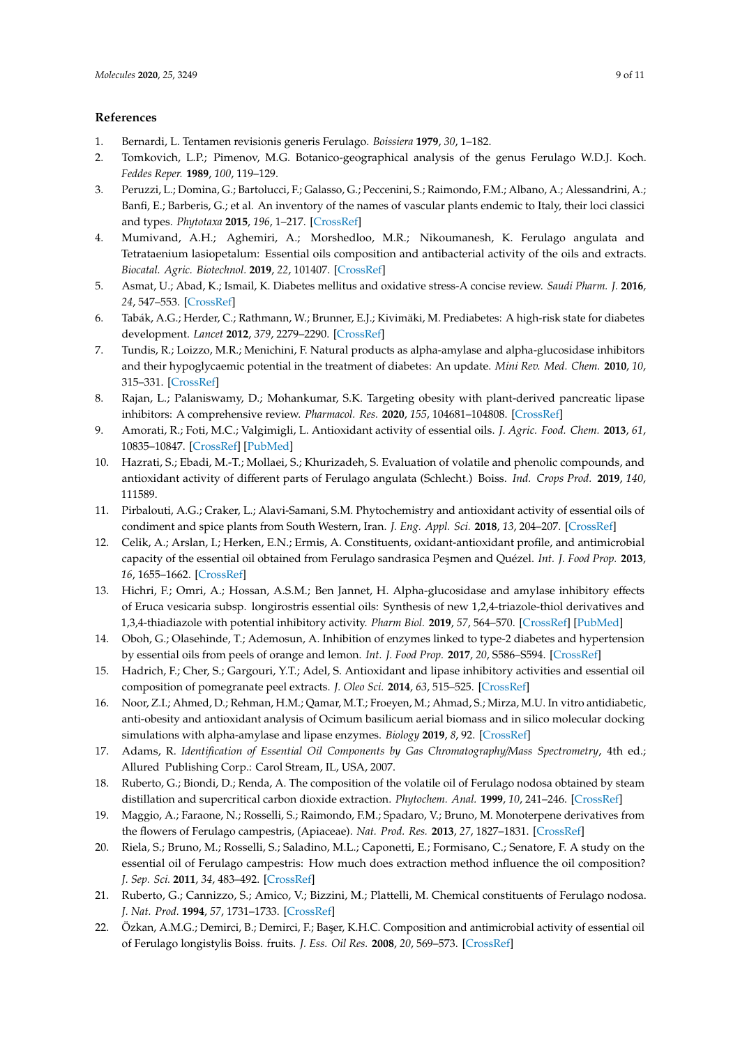## References

1. Bernardi, L. Tentamen revisionis generis Ferulago. *Boissiera* **1979**, *30*, 1–182.
2. Tomkovich, L.P.; Pimenov, M.G. Botanico-geographical analysis of the genus Ferulago W.D.J. Koch. *Feddes Reper.* **1989**, *100*, 119–129.
3. Peruzzi, L.; Domina, G.; Bartolucci, F.; Galasso, G.; Peccenini, S.; Raimondo, F.M.; Albano, A.; Alessandrini, A.; Banfi, E.; Barberis, G.; et al. An inventory of the names of vascular plants endemic to Italy, their loci classici and types. *Phytotaxa* **2015**, *196*, 1–217. [CrossRef]
4. Mumivand, A.H.; Aghemiri, A.; Morshedloo, M.R.; Nikoumanesh, K. Ferulago angulata and Tetrataenium lasiopetalum: Essential oils composition and antibacterial activity of the oils and extracts. *Biocatal. Agric. Biotechnol.* **2019**, *22*, 101407. [CrossRef]
5. Asmat, U.; Abad, K.; Ismail, K. Diabetes mellitus and oxidative stress-A concise review. *Saudi Pharm. J.* **2016**, *24*, 547–553. [CrossRef]
6. Tabák, A.G.; Herder, C.; Rathmann, W.; Brunner, E.J.; Kivimäki, M. Prediabetes: A high-risk state for diabetes development. *Lancet* **2012**, *379*, 2279–2290. [CrossRef]
7. Tundis, R.; Loizzo, M.R.; Menichini, F. Natural products as alpha-amylase and alpha-glucosidase inhibitors and their hypoglycaemic potential in the treatment of diabetes: An update. *Mini Rev. Med. Chem.* **2010**, *10*, 315–331. [CrossRef]
8. Rajan, L.; Palaniswamy, D.; Mohankumar, S.K. Targeting obesity with plant-derived pancreatic lipase inhibitors: A comprehensive review. *Pharmacol. Res.* **2020**, *155*, 104681–104808. [CrossRef]
9. Amorati, R.; Foti, M.C.; Valgimigli, L. Antioxidant activity of essential oils. *J. Agric. Food. Chem.* **2013**, *61*, 10835–10847. [CrossRef] [PubMed]
10. Hazrati, S.; Ebadi, M.-T.; Mollaei, S.; Khurizadeh, S. Evaluation of volatile and phenolic compounds, and antioxidant activity of different parts of Ferulago angulata (Schlecht.) Boiss. *Ind. Crops Prod.* **2019**, *140*, 111589.
11. Pirbalouti, A.G.; Craker, L.; Alavi-Samani, S.M. Phytochemistry and antioxidant activity of essential oils of condiment and spice plants from South Western, Iran. *J. Eng. Appl. Sci.* **2018**, *13*, 204–207. [CrossRef]
12. Celik, A.; Arslan, I.; Herken, E.N.; Ermis, A. Constituents, oxidant-antioxidant profile, and antimicrobial capacity of the essential oil obtained from Ferulago sandrasica Peşmen and Quézel. *Int. J. Food Prop.* **2013**, *16*, 1655–1662. [CrossRef]
13. Hichri, F.; Omri, A.; Hossan, A.S.M.; Ben Jannet, H. Alpha-glucosidase and amylase inhibitory effects of Eruca vesicaria subsp. longirostris essential oils: Synthesis of new 1,2,4-triazole-thiol derivatives and 1,3,4-thiadiazole with potential inhibitory activity. *Pharm Biol.* **2019**, *57*, 564–570. [CrossRef] [PubMed]
14. Oboh, G.; Olasehinde, T.; Ademosun, A. Inhibition of enzymes linked to type-2 diabetes and hypertension by essential oils from peels of orange and lemon. *Int. J. Food Prop.* **2017**, *20*, S586–S594. [CrossRef]
15. Hadrich, F.; Cher, S.; Gargouri, Y.T.; Adel, S. Antioxidant and lipase inhibitory activities and essential oil composition of pomegranate peel extracts. *J. Oleo Sci.* **2014**, *63*, 515–525. [CrossRef]
16. Noor, Z.I.; Ahmed, D.; Rehman, H.M.; Qamar, M.T.; Froeyen, M.; Ahmad, S.; Mirza, M.U. In vitro antidiabetic, anti-obesity and antioxidant analysis of Ocimum basilicum aerial biomass and in silico molecular docking simulations with alpha-amylase and lipase enzymes. *Biology* **2019**, *8*, 92. [CrossRef]
17. Adams, R. *Identification of Essential Oil Components by Gas Chromatography/Mass Spectrometry*, 4th ed.; Allured Publishing Corp.: Carol Stream, IL, USA, 2007.
18. Ruberto, G.; Biondi, D.; Renda, A. The composition of the volatile oil of Ferulago nodosa obtained by steam distillation and supercritical carbon dioxide extraction. *Phytochem. Anal.* **1999**, *10*, 241–246. [CrossRef]
19. Maggio, A.; Faraone, N.; Rosselli, S.; Raimondo, F.M.; Spadaro, V.; Bruno, M. Monoterpene derivatives from the flowers of Ferulago campestris, (Apiaceae). *Nat. Prod. Res.* **2013**, *27*, 1827–1831. [CrossRef]
20. Riela, S.; Bruno, M.; Rosselli, S.; Saladino, M.L.; Caponetti, E.; Formisano, C.; Senatore, F. A study on the essential oil of Ferulago campestris: How much does extraction method influence the oil composition? *J. Sep. Sci.* **2011**, *34*, 483–492. [CrossRef]
21. Ruberto, G.; Cannizzo, S.; Amico, V.; Bizzini, M.; Plattelli, M. Chemical constituents of Ferulago nodosa. *J. Nat. Prod.* **1994**, *57*, 1731–1733. [CrossRef]
22. Özkan, A.M.G.; Demirci, B.; Demirci, F.; Başer, K.H.C. Composition and antimicrobial activity of essential oil of Ferulago longistylis Boiss. fruits. *J. Ess. Oil Res.* **2008**, *20*, 569–573. [CrossRef]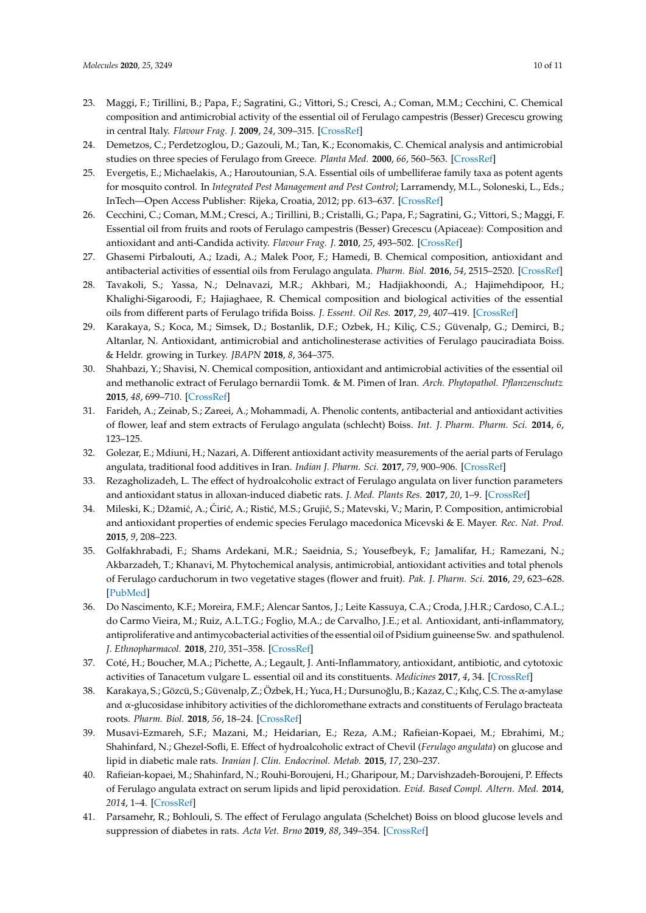23. Maggi, F.; Tirillini, B.; Papa, F.; Sagratini, G.; Vittori, S.; Cresci, A.; Coman, M.M.; Cecchini, C. Chemical composition and antimicrobial activity of the essential oil of Ferulago campestris (Besser) Grecescu growing in central Italy. *Flavour Frag. J.* **2009**, *24*, 309–315. [CrossRef]
24. Demetzos, C.; Perdetzoglou, D.; Gazouli, M.; Tan, K.; Economakis, C. Chemical analysis and antimicrobial studies on three species of Ferulago from Greece. *Planta Med.* **2000**, *66*, 560–563. [CrossRef]
25. Evergetis, E.; Michaelakis, A.; Haroutounian, S.A. Essential oils of umbelliferae family taxa as potent agents for mosquito control. In *Integrated Pest Management and Pest Control*; Larramendy, M.L., Soloneski, L., Eds.; InTech—Open Access Publisher: Rijeka, Croatia, 2012; pp. 613–637. [CrossRef]
26. Cecchini, C.; Coman, M.M.; Cresci, A.; Tirillini, B.; Cristalli, G.; Papa, F.; Sagratini, G.; Vittori, S.; Maggi, F. Essential oil from fruits and roots of Ferulago campestris (Besser) Grecescu (Apiaceae): Composition and antioxidant and anti-Candida activity. *Flavour Frag. J.* **2010**, *25*, 493–502. [CrossRef]
27. Ghasemi Pirbalouti, A.; Izadi, A.; Malek Poor, F.; Hamedi, B. Chemical composition, antioxidant and antibacterial activities of essential oils from Ferulago angulata. *Pharm. Biol.* **2016**, *54*, 2515–2520. [CrossRef]
28. Tavakoli, S.; Yassa, N.; Delnavazi, M.R.; Akhbari, M.; Hadjiakhoondi, A.; Hajimehdipoor, H.; Khalighi-Sigaroodi, F.; Hajiaghaee, R. Chemical composition and biological activities of the essential oils from different parts of Ferulago trifida Boiss. *J. Essent. Oil Res.* **2017**, *29*, 407–419. [CrossRef]
29. Karakaya, S.; Koca, M.; Simsek, D.; Bostanlik, D.F.; Ozbek, H.; Kiliç, C.S.; Güvenalp, G.; Demirci, B.; Altanlar, N. Antioxidant, antimicrobial and anticholinesterase activities of Ferulago pauciradiata Boiss. & Heldr. growing in Turkey. *JBAPN* **2018**, *8*, 364–375.
30. Shahbazi, Y.; Shavisi, N. Chemical composition, antioxidant and antimicrobial activities of the essential oil and methanolic extract of Ferulago bernardii Tomk. & M. Pimen of Iran. *Arch. Phytopathol. Pflanzenschutz* **2015**, *48*, 699–710. [CrossRef]
31. Farideh, A.; Zeinab, S.; Zareei, A.; Mohammadi, A. Phenolic contents, antibacterial and antioxidant activities of flower, leaf and stem extracts of Ferulago angulata (schlecht) Boiss. *Int. J. Pharm. Pharm. Sci.* **2014**, *6*, 123–125.
32. Golezar, E.; Mdiuni, H.; Nazari, A. Different antioxidant activity measurements of the aerial parts of Ferulago angulata, traditional food additives in Iran. *Indian J. Pharm. Sci.* **2017**, *79*, 900–906. [CrossRef]
33. Rezagholizadeh, L. The effect of hydroalcoholic extract of Ferulago angulata on liver function parameters and antioxidant status in alloxan-induced diabetic rats. *J. Med. Plants Res.* **2017**, *20*, 1–9. [CrossRef]
34. Mileski, K.; Džamić, A.; Ćirić, A.; Ristić, M.S.; Grujić, S.; Matevski, V.; Marin, P. Composition, antimicrobial and antioxidant properties of endemic species Ferulago macedonica Micevski & E. Mayer. *Rec. Nat. Prod.* **2015**, *9*, 208–223.
35. Golfakhrabadi, F.; Shams Ardekani, M.R.; Saeidnia, S.; Yousefbeyk, F.; Jamalifar, H.; Ramezani, N.; Akbarzadeh, T.; Khanavi, M. Phytochemical analysis, antimicrobial, antioxidant activities and total phenols of Ferulago carduchorum in two vegetative stages (flower and fruit). *Pak. J. Pharm. Sci.* **2016**, *29*, 623–628. [PubMed]
36. Do Nascimento, K.F.; Moreira, F.M.F.; Alencar Santos, J.; Leite Kassuya, C.A.; Croda, J.H.R.; Cardoso, C.A.L.; do Carmo Vieira, M.; Ruiz, A.L.T.G.; Foglio, M.A.; de Carvalho, J.E.; et al. Antioxidant, anti-inflammatory, antiproliferative and antimycobacterial activities of the essential oil of Psidium guineense Sw. and spathulenol. *J. Ethnopharmacol.* **2018**, *210*, 351–358. [CrossRef]
37. Coté, H.; Boucher, M.A.; Pichette, A.; Legault, J. Anti-Inflammatory, antioxidant, antibiotic, and cytotoxic activities of Tanacetum vulgare L. essential oil and its constituents. *Medicines* **2017**, *4*, 34. [CrossRef]
38. Karakaya, S.; Gözcü, S.; Güvenalp, Z.; Özbek, H.; Yuca, H.; Dursunoğlu, B.; Kazaz, C.; Kılıç, C.S. The α-amylase and α-glucosidase inhibitory activities of the dichloromethane extracts and constituents of Ferulago bracteata roots. *Pharm. Biol.* **2018**, *56*, 18–24. [CrossRef]
39. Musavi-Ezmareh, S.F.; Mazani, M.; Heidarian, E.; Reza, A.M.; Rafieian-Kopaei, M.; Ebrahimi, M.; Shahinfard, N.; Ghezel-Sofli, E. Effect of hydroalcoholic extract of Chevil (*Ferulago angulata*) on glucose and lipid in diabetic male rats. *Iranian J. Clin. Endocrinol. Metab.* **2015**, *17*, 230–237.
40. Rafieian-kopaei, M.; Shahinfard, N.; Rouhi-Boroujeni, H.; Gharipour, M.; Darvishzadeh-Boroujeni, P. Effects of Ferulago angulata extract on serum lipids and lipid peroxidation. *Evid. Based Compl. Altern. Med.* **2014**, *2014*, 1–4. [CrossRef]
41. Parsamehr, R.; Bohlouli, S. The effect of Ferulago angulata (Schelchet) Boiss on blood glucose levels and suppression of diabetes in rats. *Acta Vet. Brno* **2019**, *88*, 349–354. [CrossRef]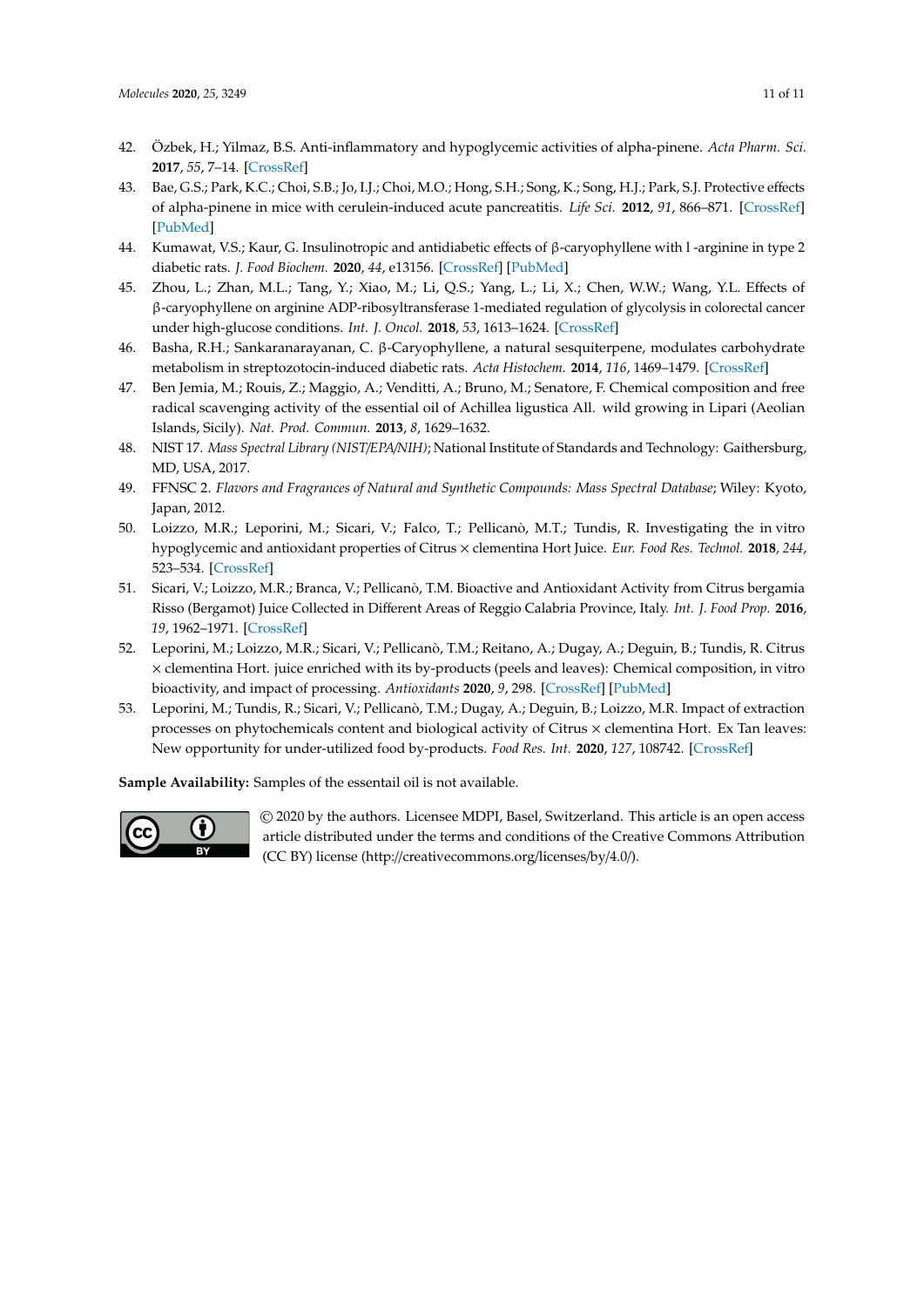42. Özbek, H.; Yilmaz, B.S. Anti-inflammatory and hypoglycemic activities of alpha-pinene. *Acta Pharm. Sci.* **2017**, *55*, 7–14. [CrossRef]
43. Bae, G.S.; Park, K.C.; Choi, S.B.; Jo, I.J.; Choi, M.O.; Hong, S.H.; Song, K.; Song, H.J.; Park, S.J. Protective effects of alpha-pinene in mice with cerulein-induced acute pancreatitis. *Life Sci.* **2012**, *91*, 866–871. [CrossRef] [PubMed]
44. Kumawat, V.S.; Kaur, G. Insulinotropic and antidiabetic effects of β-caryophyllene with l -arginine in type 2 diabetic rats. *J. Food Biochem.* **2020**, *44*, e13156. [CrossRef] [PubMed]
45. Zhou, L.; Zhan, M.L.; Tang, Y.; Xiao, M.; Li, Q.S.; Yang, L.; Li, X.; Chen, W.W.; Wang, Y.L. Effects of β-caryophyllene on arginine ADP-ribosyltransferase 1-mediated regulation of glycolysis in colorectal cancer under high-glucose conditions. *Int. J. Oncol.* **2018**, *53*, 1613–1624. [CrossRef]
46. Basha, R.H.; Sankaranarayanan, C. β-Caryophyllene, a natural sesquiterpene, modulates carbohydrate metabolism in streptozotocin-induced diabetic rats. *Acta Histochem.* **2014**, *116*, 1469–1479. [CrossRef]
47. Ben Jemia, M.; Rouis, Z.; Maggio, A.; Venditti, A.; Bruno, M.; Senatore, F. Chemical composition and free radical scavenging activity of the essential oil of Achillea ligustica All. wild growing in Lipari (Aeolian Islands, Sicily). *Nat. Prod. Commun.* **2013**, *8*, 1629–1632.
48. NIST 17. *Mass Spectral Library (NIST/EPA/NIH)*; National Institute of Standards and Technology: Gaithersburg, MD, USA, 2017.
49. FFNSC 2. *Flavors and Fragrances of Natural and Synthetic Compounds: Mass Spectral Database*; Wiley: Kyoto, Japan, 2012.
50. Loizzo, M.R.; Leporini, M.; Sicari, V.; Falco, T.; Pellicanò, M.T.; Tundis, R. Investigating the in vitro hypoglycemic and antioxidant properties of Citrus × clementina Hort Juice. *Eur. Food Res. Technol.* **2018**, *244*, 523–534. [CrossRef]
51. Sicari, V.; Loizzo, M.R.; Branca, V.; Pellicanò, T.M. Bioactive and Antioxidant Activity from Citrus bergamia Risso (Bergamot) Juice Collected in Different Areas of Reggio Calabria Province, Italy. *Int. J. Food Prop.* **2016**, *19*, 1962–1971. [CrossRef]
52. Leporini, M.; Loizzo, M.R.; Sicari, V.; Pellicanò, T.M.; Reitano, A.; Dugay, A.; Deguin, B.; Tundis, R. Citrus × clementina Hort. juice enriched with its by-products (peels and leaves): Chemical composition, in vitro bioactivity, and impact of processing. *Antioxidants* **2020**, *9*, 298. [CrossRef] [PubMed]
53. Leporini, M.; Tundis, R.; Sicari, V.; Pellicanò, T.M.; Dugay, A.; Deguin, B.; Loizzo, M.R. Impact of extraction processes on phytochemicals content and biological activity of Citrus × clementina Hort. Ex Tan leaves: New opportunity for under-utilized food by-products. *Food Res. Int.* **2020**, *127*, 108742. [CrossRef]

**Sample Availability:** Samples of the essentail oil is not available.

© 2020 by the authors. Licensee MDPI, Basel, Switzerland. This article is an open access article distributed under the terms and conditions of the Creative Commons Attribution (CC BY) license (http://creativecommons.org/licenses/by/4.0/).